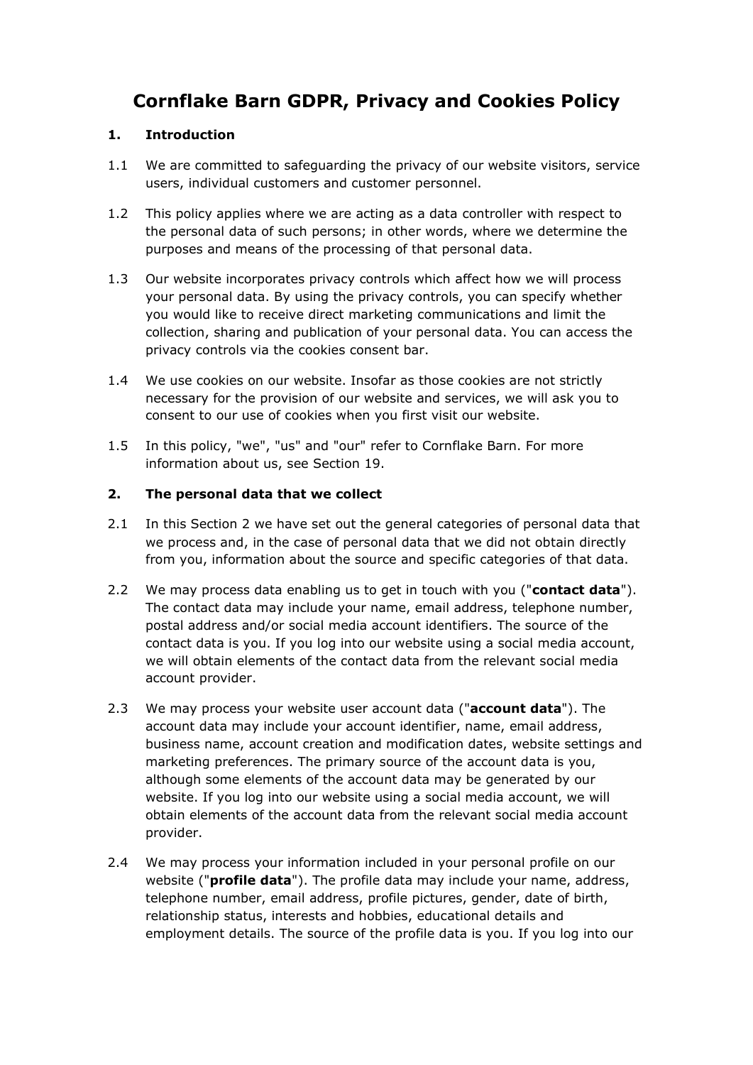# Cornflake Barn GDPR, Privacy and Cookies Policy

## 1. Introduction

1.1 We are committed to safeguarding the privacy of our website visitors, service users, individual customers and customer personnel.

1.2 This policy applies where we are acting as a data controller with respect to the personal data of such persons; in other words, where we determine the purposes and means of the processing of that personal data.

1.3 Our website incorporates privacy controls which affect how we will process your personal data. By using the privacy controls, you can specify whether you would like to receive direct marketing communications and limit the collection, sharing and publication of your personal data. You can access the privacy controls via the cookies consent bar.

1.4 We use cookies on our website. Insofar as those cookies are not strictly necessary for the provision of our website and services, we will ask you to consent to our use of cookies when you first visit our website.

1.5 In this policy, "we", "us" and "our" refer to Cornflake Barn. For more information about us, see Section 19.

## 2. The personal data that we collect

2.1 In this Section 2 we have set out the general categories of personal data that we process and, in the case of personal data that we did not obtain directly from you, information about the source and specific categories of that data.

2.2 We may process data enabling us to get in touch with you ("**contact data**"). The contact data may include your name, email address, telephone number, postal address and/or social media account identifiers. The source of the contact data is you. If you log into our website using a social media account, we will obtain elements of the contact data from the relevant social media account provider.

2.3 We may process your website user account data ("**account data**"). The account data may include your account identifier, name, email address, business name, account creation and modification dates, website settings and marketing preferences. The primary source of the account data is you, although some elements of the account data may be generated by our website. If you log into our website using a social media account, we will obtain elements of the account data from the relevant social media account provider.

2.4 We may process your information included in your personal profile on our website ("**profile data**"). The profile data may include your name, address, telephone number, email address, profile pictures, gender, date of birth, relationship status, interests and hobbies, educational details and employment details. The source of the profile data is you. If you log into our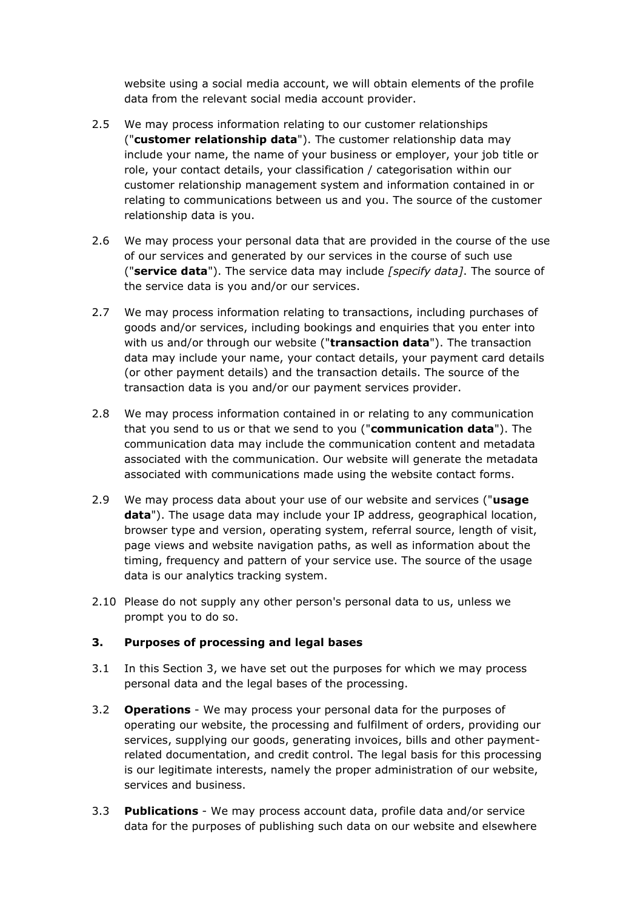website using a social media account, we will obtain elements of the profile data from the relevant social media account provider.

2.5 We may process information relating to our customer relationships ("**customer relationship data**"). The customer relationship data may include your name, the name of your business or employer, your job title or role, your contact details, your classification / categorisation within our customer relationship management system and information contained in or relating to communications between us and you. The source of the customer relationship data is you.

2.6 We may process your personal data that are provided in the course of the use of our services and generated by our services in the course of such use ("**service data**"). The service data may include *[specify data]*. The source of the service data is you and/or our services.

2.7 We may process information relating to transactions, including purchases of goods and/or services, including bookings and enquiries that you enter into with us and/or through our website ("**transaction data**"). The transaction data may include your name, your contact details, your payment card details (or other payment details) and the transaction details. The source of the transaction data is you and/or our payment services provider.

2.8 We may process information contained in or relating to any communication that you send to us or that we send to you ("**communication data**"). The communication data may include the communication content and metadata associated with the communication. Our website will generate the metadata associated with communications made using the website contact forms.

2.9 We may process data about your use of our website and services ("**usage data**"). The usage data may include your IP address, geographical location, browser type and version, operating system, referral source, length of visit, page views and website navigation paths, as well as information about the timing, frequency and pattern of your service use. The source of the usage data is our analytics tracking system.

2.10 Please do not supply any other person's personal data to us, unless we prompt you to do so.

### 3. Purposes of processing and legal bases

3.1 In this Section 3, we have set out the purposes for which we may process personal data and the legal bases of the processing.

3.2 **Operations** - We may process your personal data for the purposes of operating our website, the processing and fulfilment of orders, providing our services, supplying our goods, generating invoices, bills and other payment-related documentation, and credit control. The legal basis for this processing is our legitimate interests, namely the proper administration of our website, services and business.

3.3 **Publications** - We may process account data, profile data and/or service data for the purposes of publishing such data on our website and elsewhere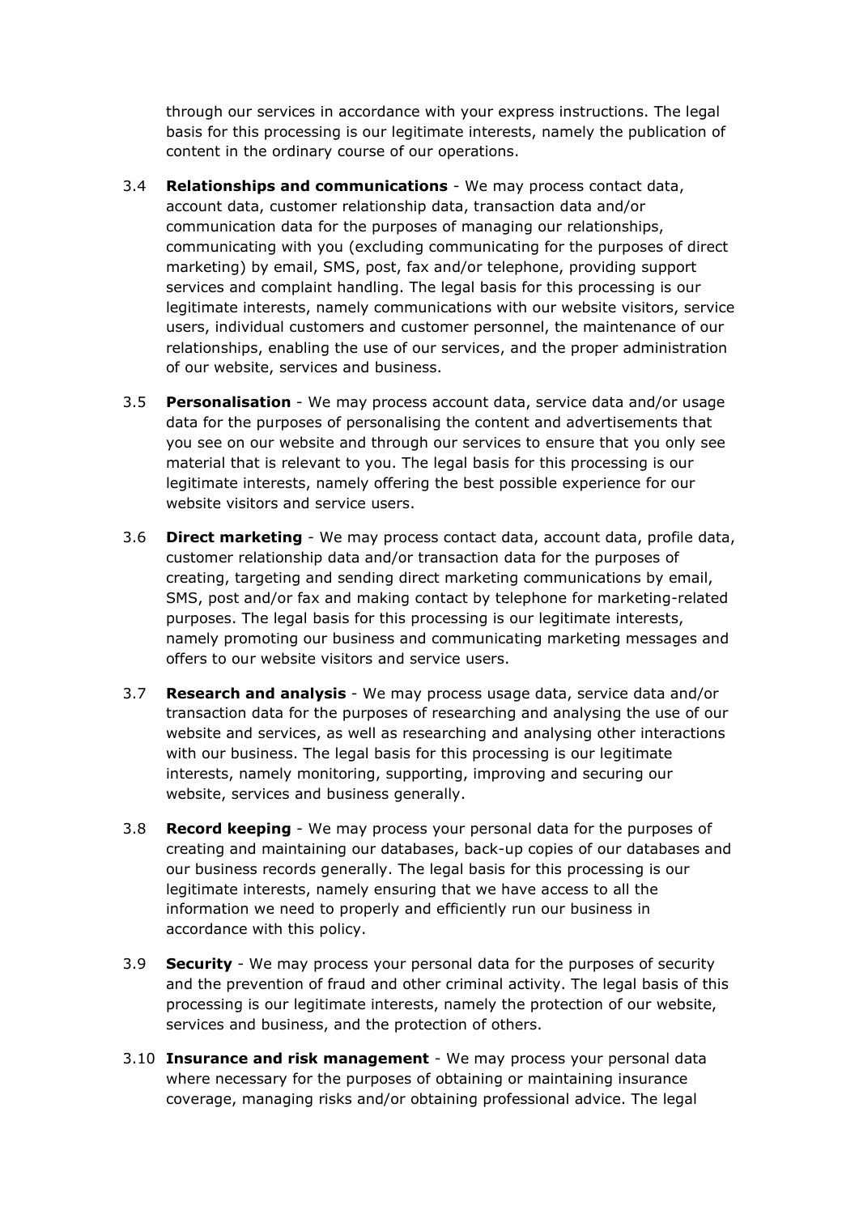through our services in accordance with your express instructions. The legal basis for this processing is our legitimate interests, namely the publication of content in the ordinary course of our operations.

3.4 **Relationships and communications** - We may process contact data, account data, customer relationship data, transaction data and/or communication data for the purposes of managing our relationships, communicating with you (excluding communicating for the purposes of direct marketing) by email, SMS, post, fax and/or telephone, providing support services and complaint handling. The legal basis for this processing is our legitimate interests, namely communications with our website visitors, service users, individual customers and customer personnel, the maintenance of our relationships, enabling the use of our services, and the proper administration of our website, services and business.

3.5 **Personalisation** - We may process account data, service data and/or usage data for the purposes of personalising the content and advertisements that you see on our website and through our services to ensure that you only see material that is relevant to you. The legal basis for this processing is our legitimate interests, namely offering the best possible experience for our website visitors and service users.

3.6 **Direct marketing** - We may process contact data, account data, profile data, customer relationship data and/or transaction data for the purposes of creating, targeting and sending direct marketing communications by email, SMS, post and/or fax and making contact by telephone for marketing-related purposes. The legal basis for this processing is our legitimate interests, namely promoting our business and communicating marketing messages and offers to our website visitors and service users.

3.7 **Research and analysis** - We may process usage data, service data and/or transaction data for the purposes of researching and analysing the use of our website and services, as well as researching and analysing other interactions with our business. The legal basis for this processing is our legitimate interests, namely monitoring, supporting, improving and securing our website, services and business generally.

3.8 **Record keeping** - We may process your personal data for the purposes of creating and maintaining our databases, back-up copies of our databases and our business records generally. The legal basis for this processing is our legitimate interests, namely ensuring that we have access to all the information we need to properly and efficiently run our business in accordance with this policy.

3.9 **Security** - We may process your personal data for the purposes of security and the prevention of fraud and other criminal activity. The legal basis of this processing is our legitimate interests, namely the protection of our website, services and business, and the protection of others.

3.10 **Insurance and risk management** - We may process your personal data where necessary for the purposes of obtaining or maintaining insurance coverage, managing risks and/or obtaining professional advice. The legal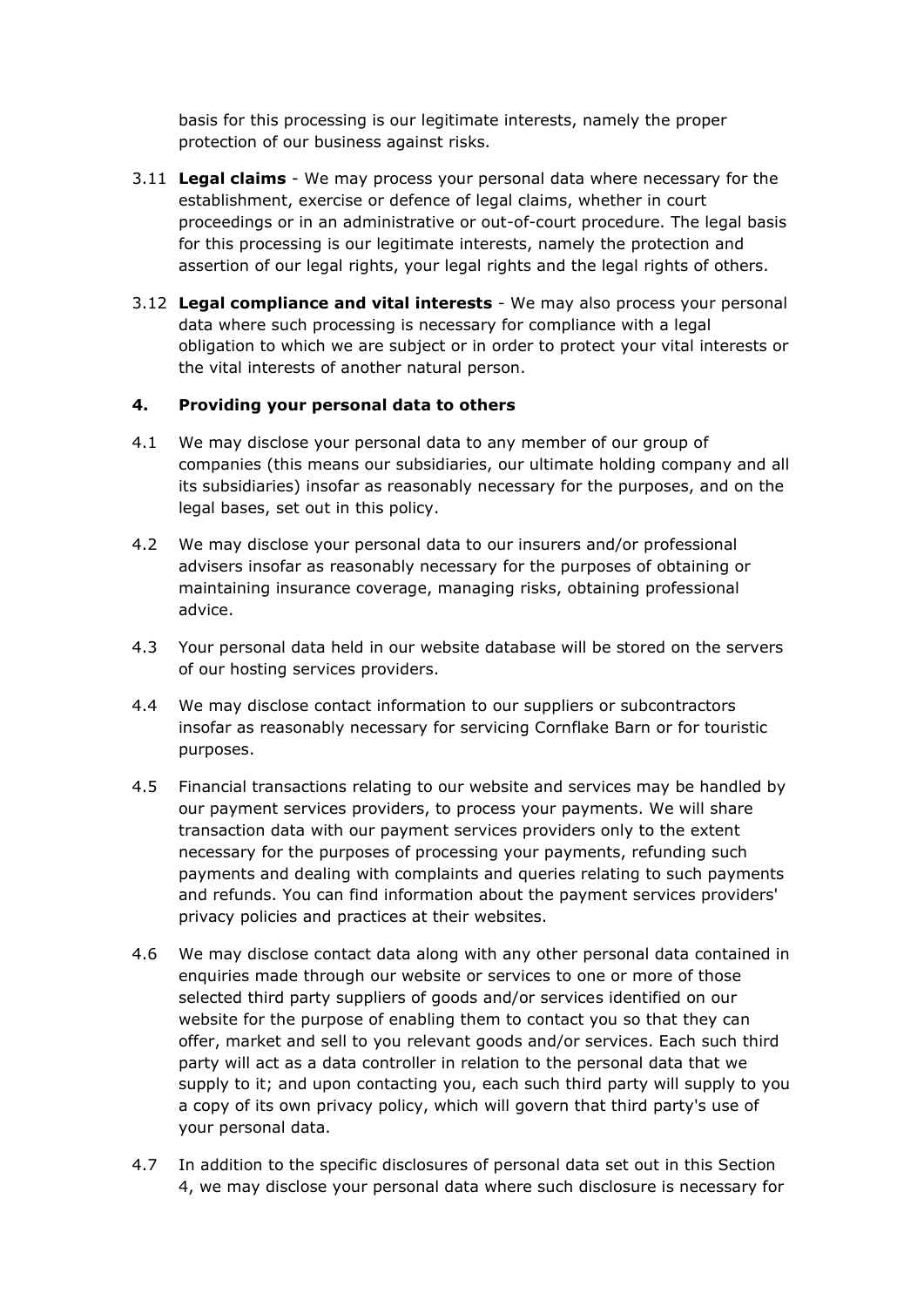basis for this processing is our legitimate interests, namely the proper protection of our business against risks.

3.11 **Legal claims** - We may process your personal data where necessary for the establishment, exercise or defence of legal claims, whether in court proceedings or in an administrative or out-of-court procedure. The legal basis for this processing is our legitimate interests, namely the protection and assertion of our legal rights, your legal rights and the legal rights of others.

3.12 **Legal compliance and vital interests** - We may also process your personal data where such processing is necessary for compliance with a legal obligation to which we are subject or in order to protect your vital interests or the vital interests of another natural person.

## 4. Providing your personal data to others

4.1 We may disclose your personal data to any member of our group of companies (this means our subsidiaries, our ultimate holding company and all its subsidiaries) insofar as reasonably necessary for the purposes, and on the legal bases, set out in this policy.

4.2 We may disclose your personal data to our insurers and/or professional advisers insofar as reasonably necessary for the purposes of obtaining or maintaining insurance coverage, managing risks, obtaining professional advice.

4.3 Your personal data held in our website database will be stored on the servers of our hosting services providers.

4.4 We may disclose contact information to our suppliers or subcontractors insofar as reasonably necessary for servicing Cornflake Barn or for touristic purposes.

4.5 Financial transactions relating to our website and services may be handled by our payment services providers, to process your payments. We will share transaction data with our payment services providers only to the extent necessary for the purposes of processing your payments, refunding such payments and dealing with complaints and queries relating to such payments and refunds. You can find information about the payment services providers' privacy policies and practices at their websites.

4.6 We may disclose contact data along with any other personal data contained in enquiries made through our website or services to one or more of those selected third party suppliers of goods and/or services identified on our website for the purpose of enabling them to contact you so that they can offer, market and sell to you relevant goods and/or services. Each such third party will act as a data controller in relation to the personal data that we supply to it; and upon contacting you, each such third party will supply to you a copy of its own privacy policy, which will govern that third party's use of your personal data.

4.7 In addition to the specific disclosures of personal data set out in this Section 4, we may disclose your personal data where such disclosure is necessary for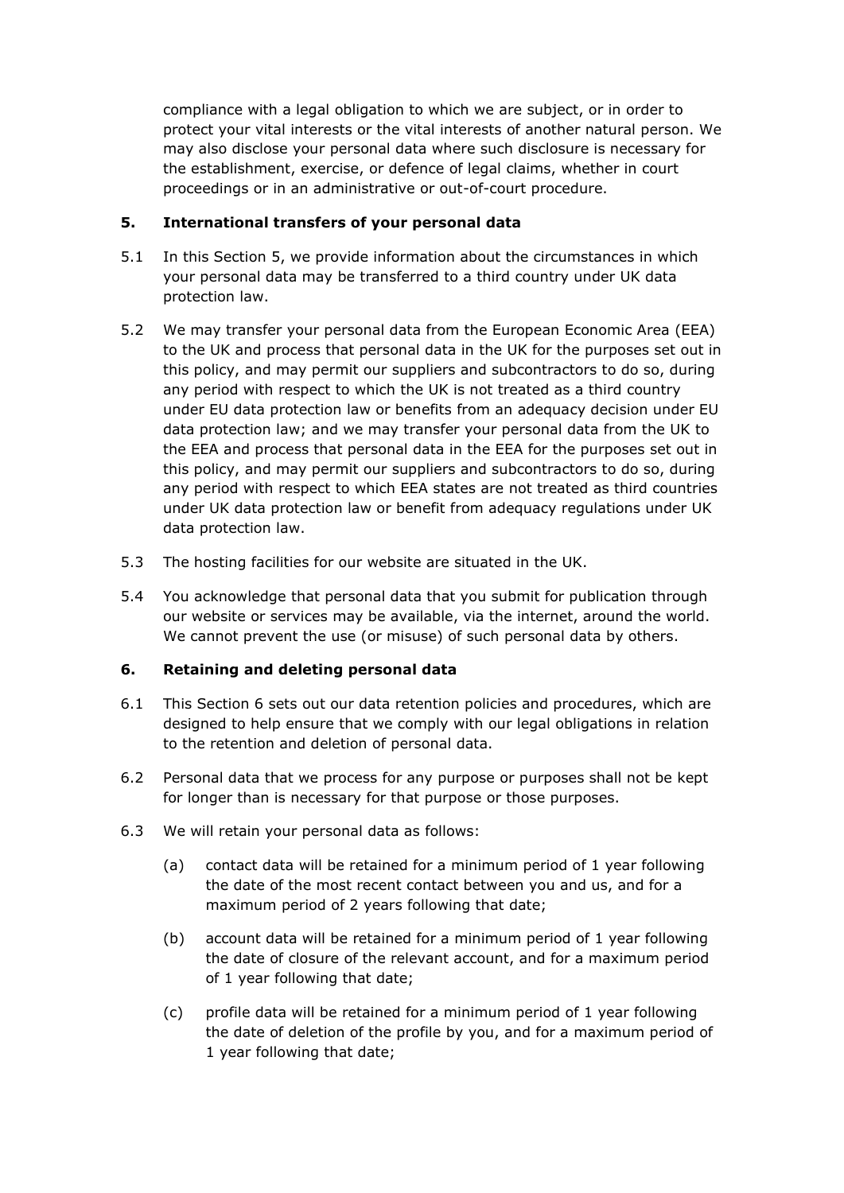compliance with a legal obligation to which we are subject, or in order to protect your vital interests or the vital interests of another natural person. We may also disclose your personal data where such disclosure is necessary for the establishment, exercise, or defence of legal claims, whether in court proceedings or in an administrative or out-of-court procedure.

## 5. International transfers of your personal data

5.1 In this Section 5, we provide information about the circumstances in which your personal data may be transferred to a third country under UK data protection law.

5.2 We may transfer your personal data from the European Economic Area (EEA) to the UK and process that personal data in the UK for the purposes set out in this policy, and may permit our suppliers and subcontractors to do so, during any period with respect to which the UK is not treated as a third country under EU data protection law or benefits from an adequacy decision under EU data protection law; and we may transfer your personal data from the UK to the EEA and process that personal data in the EEA for the purposes set out in this policy, and may permit our suppliers and subcontractors to do so, during any period with respect to which EEA states are not treated as third countries under UK data protection law or benefit from adequacy regulations under UK data protection law.

5.3 The hosting facilities for our website are situated in the UK.

5.4 You acknowledge that personal data that you submit for publication through our website or services may be available, via the internet, around the world. We cannot prevent the use (or misuse) of such personal data by others.

## 6. Retaining and deleting personal data

6.1 This Section 6 sets out our data retention policies and procedures, which are designed to help ensure that we comply with our legal obligations in relation to the retention and deletion of personal data.

6.2 Personal data that we process for any purpose or purposes shall not be kept for longer than is necessary for that purpose or those purposes.

6.3 We will retain your personal data as follows:

(a) contact data will be retained for a minimum period of 1 year following the date of the most recent contact between you and us, and for a maximum period of 2 years following that date;

(b) account data will be retained for a minimum period of 1 year following the date of closure of the relevant account, and for a maximum period of 1 year following that date;

(c) profile data will be retained for a minimum period of 1 year following the date of deletion of the profile by you, and for a maximum period of 1 year following that date;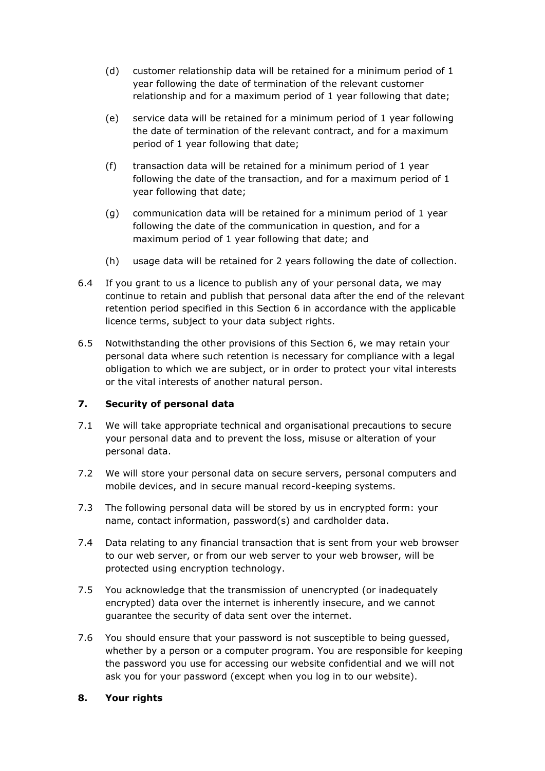(d) customer relationship data will be retained for a minimum period of 1 year following the date of termination of the relevant customer relationship and for a maximum period of 1 year following that date;

(e) service data will be retained for a minimum period of 1 year following the date of termination of the relevant contract, and for a maximum period of 1 year following that date;

(f) transaction data will be retained for a minimum period of 1 year following the date of the transaction, and for a maximum period of 1 year following that date;

(g) communication data will be retained for a minimum period of 1 year following the date of the communication in question, and for a maximum period of 1 year following that date; and

(h) usage data will be retained for 2 years following the date of collection.

6.4 If you grant to us a licence to publish any of your personal data, we may continue to retain and publish that personal data after the end of the relevant retention period specified in this Section 6 in accordance with the applicable licence terms, subject to your data subject rights.

6.5 Notwithstanding the other provisions of this Section 6, we may retain your personal data where such retention is necessary for compliance with a legal obligation to which we are subject, or in order to protect your vital interests or the vital interests of another natural person.

## 7. Security of personal data

7.1 We will take appropriate technical and organisational precautions to secure your personal data and to prevent the loss, misuse or alteration of your personal data.

7.2 We will store your personal data on secure servers, personal computers and mobile devices, and in secure manual record-keeping systems.

7.3 The following personal data will be stored by us in encrypted form: your name, contact information, password(s) and cardholder data.

7.4 Data relating to any financial transaction that is sent from your web browser to our web server, or from our web server to your web browser, will be protected using encryption technology.

7.5 You acknowledge that the transmission of unencrypted (or inadequately encrypted) data over the internet is inherently insecure, and we cannot guarantee the security of data sent over the internet.

7.6 You should ensure that your password is not susceptible to being guessed, whether by a person or a computer program. You are responsible for keeping the password you use for accessing our website confidential and we will not ask you for your password (except when you log in to our website).

## 8. Your rights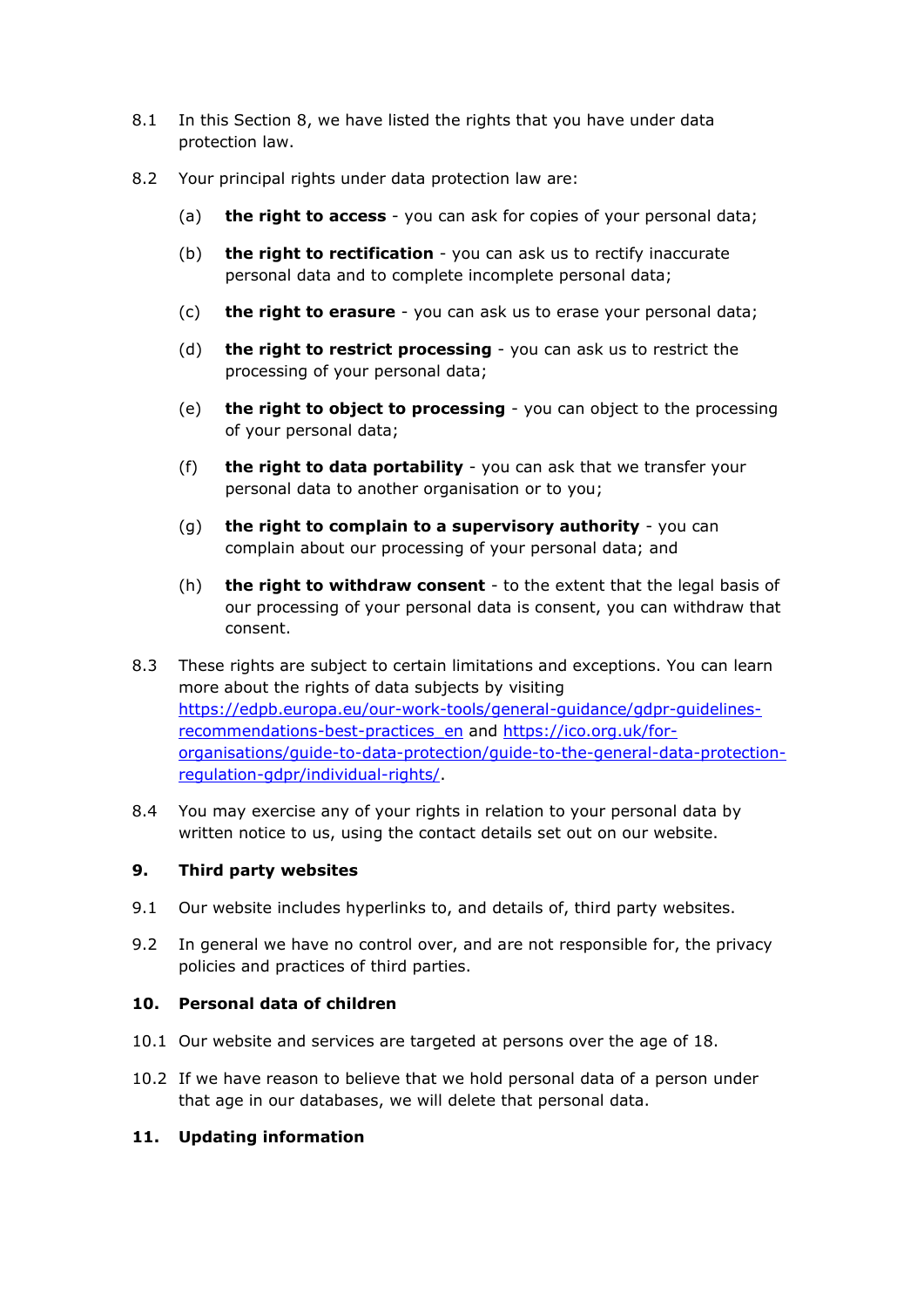8.1 In this Section 8, we have listed the rights that you have under data protection law.

8.2 Your principal rights under data protection law are:

(a) **the right to access** - you can ask for copies of your personal data;

(b) **the right to rectification** - you can ask us to rectify inaccurate personal data and to complete incomplete personal data;

(c) **the right to erasure** - you can ask us to erase your personal data;

(d) **the right to restrict processing** - you can ask us to restrict the processing of your personal data;

(e) **the right to object to processing** - you can object to the processing of your personal data;

(f) **the right to data portability** - you can ask that we transfer your personal data to another organisation or to you;

(g) **the right to complain to a supervisory authority** - you can complain about our processing of your personal data; and

(h) **the right to withdraw consent** - to the extent that the legal basis of our processing of your personal data is consent, you can withdraw that consent.

8.3 These rights are subject to certain limitations and exceptions. You can learn more about the rights of data subjects by visiting [https://edpb.europa.eu/our-work-tools/general-guidance/gdpr-guidelines-recommendations-best-practices_en](https://edpb.europa.eu/our-work-tools/general-guidance/gdpr-guidelines-recommendations-best-practices_en) and [https://ico.org.uk/for-organisations/guide-to-data-protection/guide-to-the-general-data-protection-regulation-gdpr/individual-rights/](https://ico.org.uk/for-organisations/guide-to-data-protection/guide-to-the-general-data-protection-regulation-gdpr/individual-rights/).

8.4 You may exercise any of your rights in relation to your personal data by written notice to us, using the contact details set out on our website.

## 9. Third party websites

9.1 Our website includes hyperlinks to, and details of, third party websites.

9.2 In general we have no control over, and are not responsible for, the privacy policies and practices of third parties.

## 10. Personal data of children

10.1 Our website and services are targeted at persons over the age of 18.

10.2 If we have reason to believe that we hold personal data of a person under that age in our databases, we will delete that personal data.

## 11. Updating information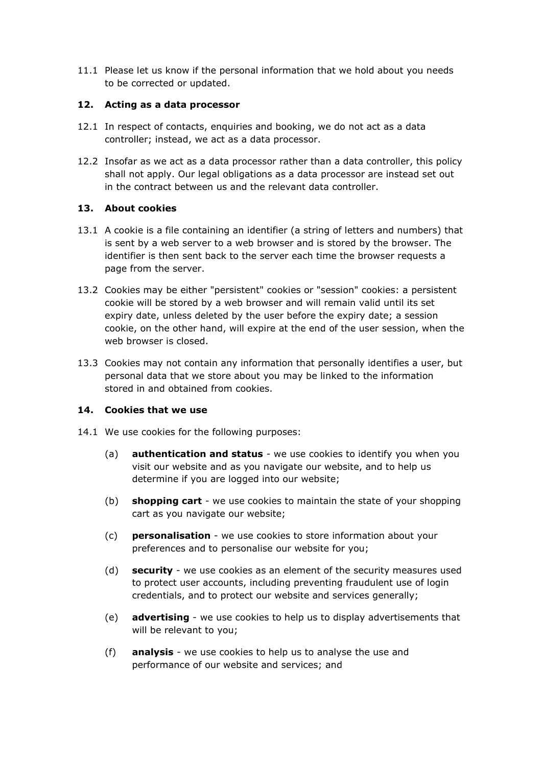11.1 Please let us know if the personal information that we hold about you needs to be corrected or updated.

## 12. Acting as a data processor

12.1 In respect of contacts, enquiries and booking, we do not act as a data controller; instead, we act as a data processor.

12.2 Insofar as we act as a data processor rather than a data controller, this policy shall not apply. Our legal obligations as a data processor are instead set out in the contract between us and the relevant data controller.

## 13. About cookies

13.1 A cookie is a file containing an identifier (a string of letters and numbers) that is sent by a web server to a web browser and is stored by the browser. The identifier is then sent back to the server each time the browser requests a page from the server.

13.2 Cookies may be either "persistent" cookies or "session" cookies: a persistent cookie will be stored by a web browser and will remain valid until its set expiry date, unless deleted by the user before the expiry date; a session cookie, on the other hand, will expire at the end of the user session, when the web browser is closed.

13.3 Cookies may not contain any information that personally identifies a user, but personal data that we store about you may be linked to the information stored in and obtained from cookies.

## 14. Cookies that we use

14.1 We use cookies for the following purposes:

(a) **authentication and status** - we use cookies to identify you when you visit our website and as you navigate our website, and to help us determine if you are logged into our website;

(b) **shopping cart** - we use cookies to maintain the state of your shopping cart as you navigate our website;

(c) **personalisation** - we use cookies to store information about your preferences and to personalise our website for you;

(d) **security** - we use cookies as an element of the security measures used to protect user accounts, including preventing fraudulent use of login credentials, and to protect our website and services generally;

(e) **advertising** - we use cookies to help us to display advertisements that will be relevant to you;

(f) **analysis** - we use cookies to help us to analyse the use and performance of our website and services; and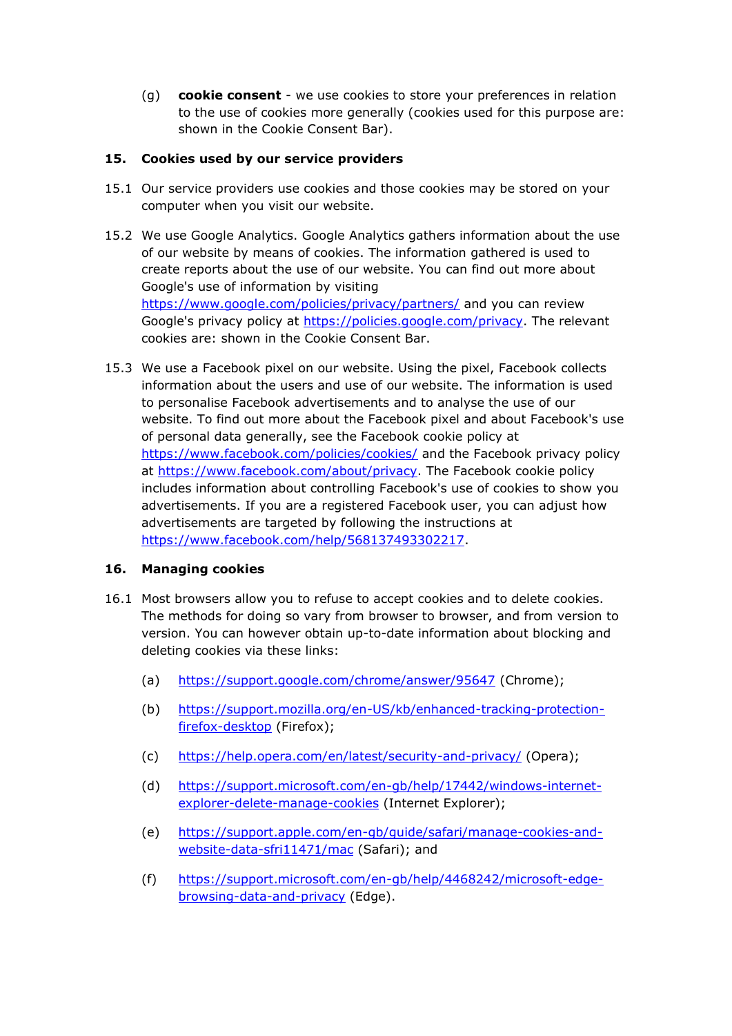(g) **cookie consent** - we use cookies to store your preferences in relation to the use of cookies more generally (cookies used for this purpose are: shown in the Cookie Consent Bar).

## 15. Cookies used by our service providers

15.1 Our service providers use cookies and those cookies may be stored on your computer when you visit our website.

15.2 We use Google Analytics. Google Analytics gathers information about the use of our website by means of cookies. The information gathered is used to create reports about the use of our website. You can find out more about Google's use of information by visiting https://www.google.com/policies/privacy/partners/ and you can review Google's privacy policy at https://policies.google.com/privacy. The relevant cookies are: shown in the Cookie Consent Bar.

15.3 We use a Facebook pixel on our website. Using the pixel, Facebook collects information about the users and use of our website. The information is used to personalise Facebook advertisements and to analyse the use of our website. To find out more about the Facebook pixel and about Facebook's use of personal data generally, see the Facebook cookie policy at https://www.facebook.com/policies/cookies/ and the Facebook privacy policy at https://www.facebook.com/about/privacy. The Facebook cookie policy includes information about controlling Facebook's use of cookies to show you advertisements. If you are a registered Facebook user, you can adjust how advertisements are targeted by following the instructions at https://www.facebook.com/help/568137493302217.

## 16. Managing cookies

16.1 Most browsers allow you to refuse to accept cookies and to delete cookies. The methods for doing so vary from browser to browser, and from version to version. You can however obtain up-to-date information about blocking and deleting cookies via these links:

(a) https://support.google.com/chrome/answer/95647 (Chrome);

(b) https://support.mozilla.org/en-US/kb/enhanced-tracking-protection-firefox-desktop (Firefox);

(c) https://help.opera.com/en/latest/security-and-privacy/ (Opera);

(d) https://support.microsoft.com/en-gb/help/17442/windows-internet-explorer-delete-manage-cookies (Internet Explorer);

(e) https://support.apple.com/en-gb/guide/safari/manage-cookies-and-website-data-sfri11471/mac (Safari); and

(f) https://support.microsoft.com/en-gb/help/4468242/microsoft-edge-browsing-data-and-privacy (Edge).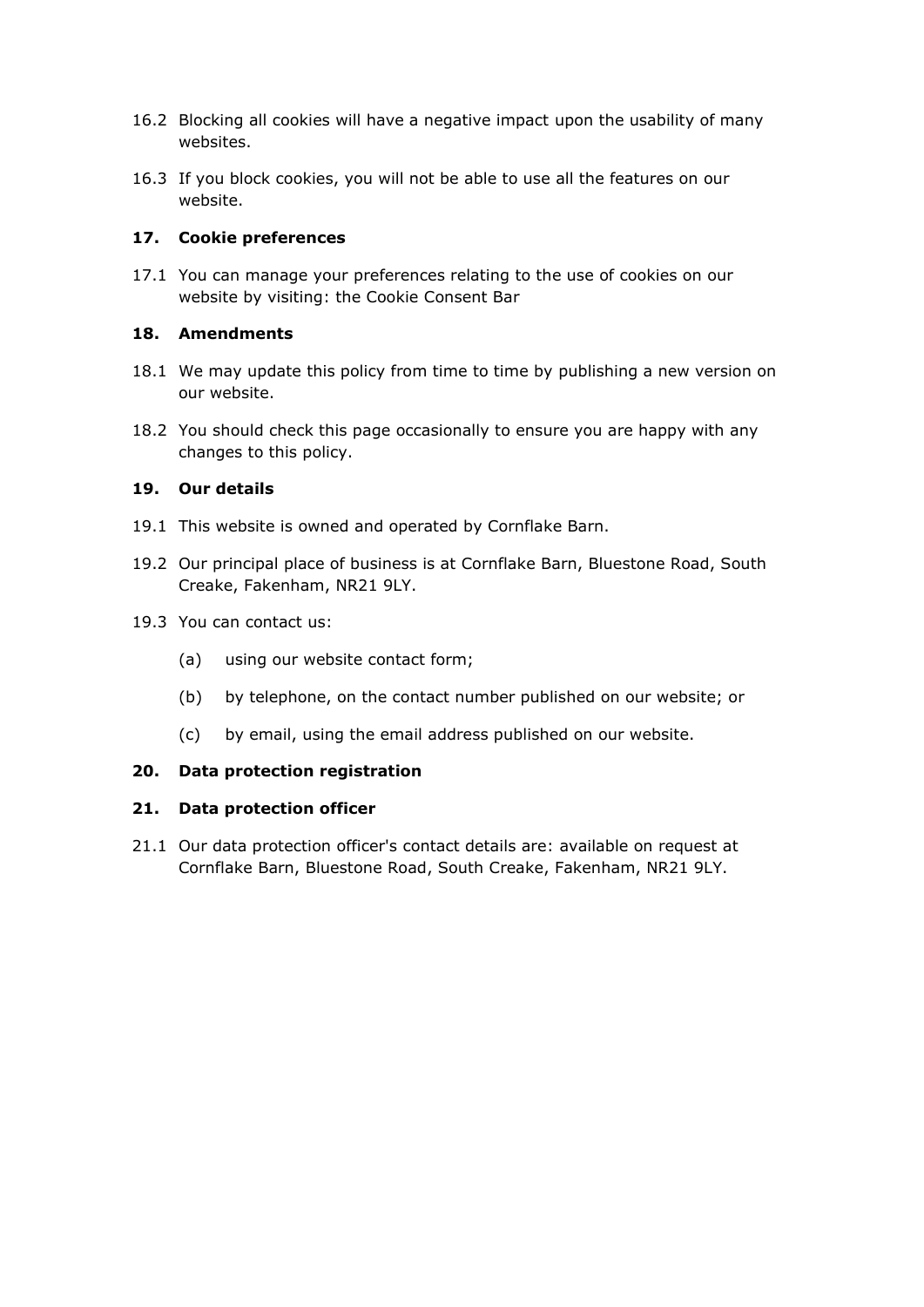16.2 Blocking all cookies will have a negative impact upon the usability of many websites.

16.3 If you block cookies, you will not be able to use all the features on our website.

## 17. Cookie preferences

17.1 You can manage your preferences relating to the use of cookies on our website by visiting: the Cookie Consent Bar

## 18. Amendments

18.1 We may update this policy from time to time by publishing a new version on our website.

18.2 You should check this page occasionally to ensure you are happy with any changes to this policy.

## 19. Our details

19.1 This website is owned and operated by Cornflake Barn.

19.2 Our principal place of business is at Cornflake Barn, Bluestone Road, South Creake, Fakenham, NR21 9LY.

19.3 You can contact us:

- (a) using our website contact form;
- (b) by telephone, on the contact number published on our website; or
- (c) by email, using the email address published on our website.

## 20. Data protection registration

## 21. Data protection officer

21.1 Our data protection officer's contact details are: available on request at Cornflake Barn, Bluestone Road, South Creake, Fakenham, NR21 9LY.